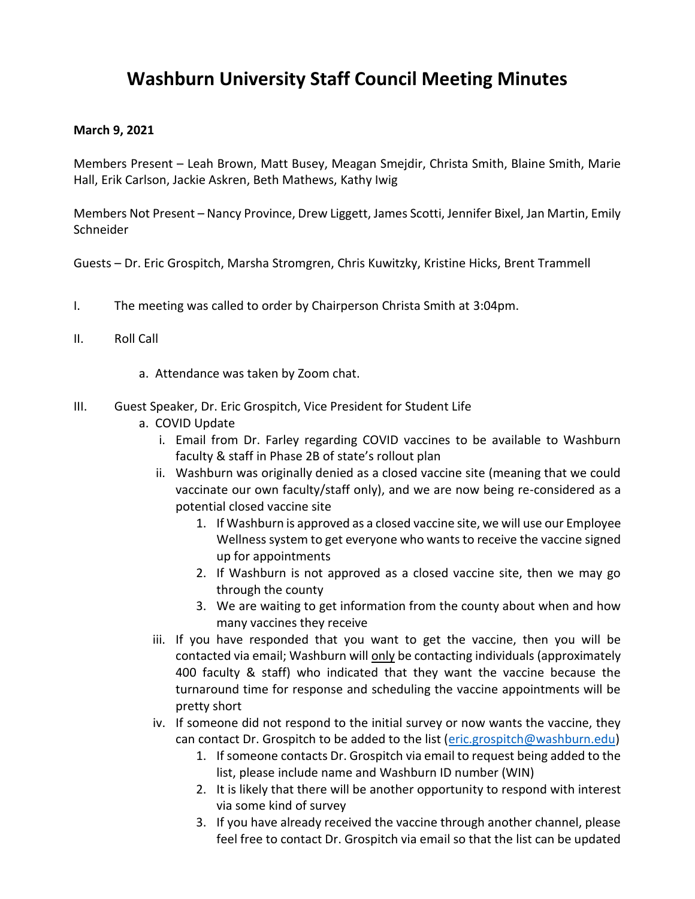# Washburn University Staff Council Meeting Minutes

**March 9, 2021**

Members Present – Leah Brown, Matt Busey, Meagan Smejdir, Christa Smith, Blaine Smith, Marie Hall, Erik Carlson, Jackie Askren, Beth Mathews, Kathy Iwig

Members Not Present – Nancy Province, Drew Liggett, James Scotti, Jennifer Bixel, Jan Martin, Emily Schneider

Guests – Dr. Eric Grospitch, Marsha Stromgren, Chris Kuwitzky, Kristine Hicks, Brent Trammell

I. The meeting was called to order by Chairperson Christa Smith at 3:04pm.

II. Roll Call

   a. Attendance was taken by Zoom chat.

III. Guest Speaker, Dr. Eric Grospitch, Vice President for Student Life

   a. COVID Update

      i. Email from Dr. Farley regarding COVID vaccines to be available to Washburn faculty & staff in Phase 2B of state's rollout plan

      ii. Washburn was originally denied as a closed vaccine site (meaning that we could vaccinate our own faculty/staff only), and we are now being re-considered as a potential closed vaccine site

         1. If Washburn is approved as a closed vaccine site, we will use our Employee Wellness system to get everyone who wants to receive the vaccine signed up for appointments
         2. If Washburn is not approved as a closed vaccine site, then we may go through the county
         3. We are waiting to get information from the county about when and how many vaccines they receive

      iii. If you have responded that you want to get the vaccine, then you will be contacted via email; Washburn will only be contacting individuals (approximately 400 faculty & staff) who indicated that they want the vaccine because the turnaround time for response and scheduling the vaccine appointments will be pretty short

      iv. If someone did not respond to the initial survey or now wants the vaccine, they can contact Dr. Grospitch to be added to the list (eric.grospitch@washburn.edu)

         1. If someone contacts Dr. Grospitch via email to request being added to the list, please include name and Washburn ID number (WIN)
         2. It is likely that there will be another opportunity to respond with interest via some kind of survey
         3. If you have already received the vaccine through another channel, please feel free to contact Dr. Grospitch via email so that the list can be updated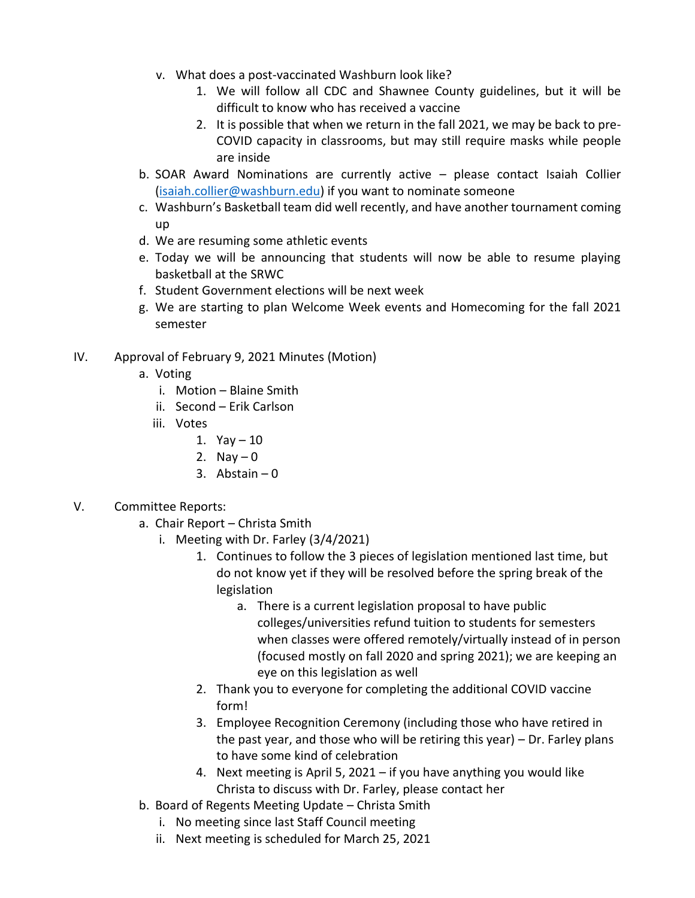- v. What does a post-vaccinated Washburn look like?
      1. We will follow all CDC and Shawnee County guidelines, but it will be difficult to know who has received a vaccine
      2. It is possible that when we return in the fall 2021, we may be back to pre-COVID capacity in classrooms, but may still require masks while people are inside
- b. SOAR Award Nominations are currently active – please contact Isaiah Collier ([isaiah.collier@washburn.edu](mailto:isaiah.collier@washburn.edu)) if you want to nominate someone
- c. Washburn's Basketball team did well recently, and have another tournament coming up
- d. We are resuming some athletic events
- e. Today we will be announcing that students will now be able to resume playing basketball at the SRWC
- f. Student Government elections will be next week
- g. We are starting to plan Welcome Week events and Homecoming for the fall 2021 semester

IV. Approval of February 9, 2021 Minutes (Motion)
- a. Voting
   - i. Motion – Blaine Smith
   - ii. Second – Erik Carlson
   - iii. Votes
      1. Yay – 10
      2. Nay – 0
      3. Abstain – 0

V. Committee Reports:
- a. Chair Report – Christa Smith
   - i. Meeting with Dr. Farley (3/4/2021)
      1. Continues to follow the 3 pieces of legislation mentioned last time, but do not know yet if they will be resolved before the spring break of the legislation
         - a. There is a current legislation proposal to have public colleges/universities refund tuition to students for semesters when classes were offered remotely/virtually instead of in person (focused mostly on fall 2020 and spring 2021); we are keeping an eye on this legislation as well
      2. Thank you to everyone for completing the additional COVID vaccine form!
      3. Employee Recognition Ceremony (including those who have retired in the past year, and those who will be retiring this year) – Dr. Farley plans to have some kind of celebration
      4. Next meeting is April 5, 2021 – if you have anything you would like Christa to discuss with Dr. Farley, please contact her
- b. Board of Regents Meeting Update – Christa Smith
   - i. No meeting since last Staff Council meeting
   - ii. Next meeting is scheduled for March 25, 2021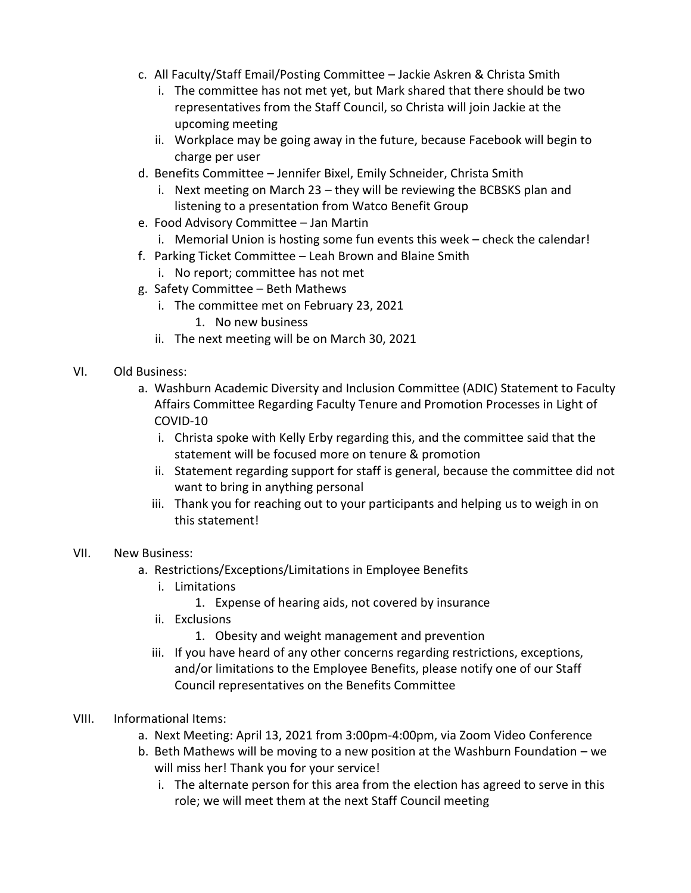c. All Faculty/Staff Email/Posting Committee – Jackie Askren & Christa Smith
   i. The committee has not met yet, but Mark shared that there should be two representatives from the Staff Council, so Christa will join Jackie at the upcoming meeting
   ii. Workplace may be going away in the future, because Facebook will begin to charge per user
d. Benefits Committee – Jennifer Bixel, Emily Schneider, Christa Smith
   i. Next meeting on March 23 – they will be reviewing the BCBSKS plan and listening to a presentation from Watco Benefit Group
e. Food Advisory Committee – Jan Martin
   i. Memorial Union is hosting some fun events this week – check the calendar!
f. Parking Ticket Committee – Leah Brown and Blaine Smith
   i. No report; committee has not met
g. Safety Committee – Beth Mathews
   i. The committee met on February 23, 2021
      1. No new business
   ii. The next meeting will be on March 30, 2021

VI. Old Business:

a. Washburn Academic Diversity and Inclusion Committee (ADIC) Statement to Faculty Affairs Committee Regarding Faculty Tenure and Promotion Processes in Light of COVID-10
   i. Christa spoke with Kelly Erby regarding this, and the committee said that the statement will be focused more on tenure & promotion
   ii. Statement regarding support for staff is general, because the committee did not want to bring in anything personal
   iii. Thank you for reaching out to your participants and helping us to weigh in on this statement!

VII. New Business:

a. Restrictions/Exceptions/Limitations in Employee Benefits
   i. Limitations
      1. Expense of hearing aids, not covered by insurance
   ii. Exclusions
      1. Obesity and weight management and prevention
   iii. If you have heard of any other concerns regarding restrictions, exceptions, and/or limitations to the Employee Benefits, please notify one of our Staff Council representatives on the Benefits Committee

VIII. Informational Items:

a. Next Meeting: April 13, 2021 from 3:00pm-4:00pm, via Zoom Video Conference
b. Beth Mathews will be moving to a new position at the Washburn Foundation – we will miss her! Thank you for your service!
   i. The alternate person for this area from the election has agreed to serve in this role; we will meet them at the next Staff Council meeting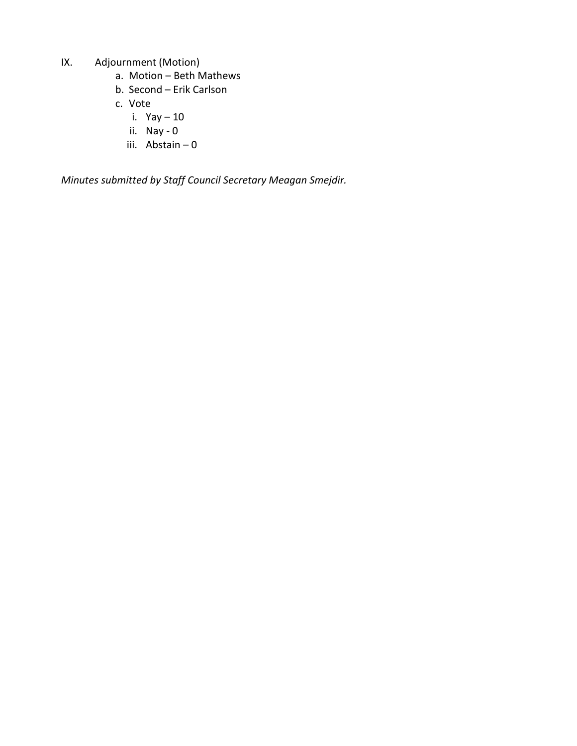IX. Adjournment (Motion)

a. Motion – Beth Mathews
b. Second – Erik Carlson
c. Vote
    i. Yay – 10
    ii. Nay - 0
    iii. Abstain – 0

*Minutes submitted by Staff Council Secretary Meagan Smejdir.*